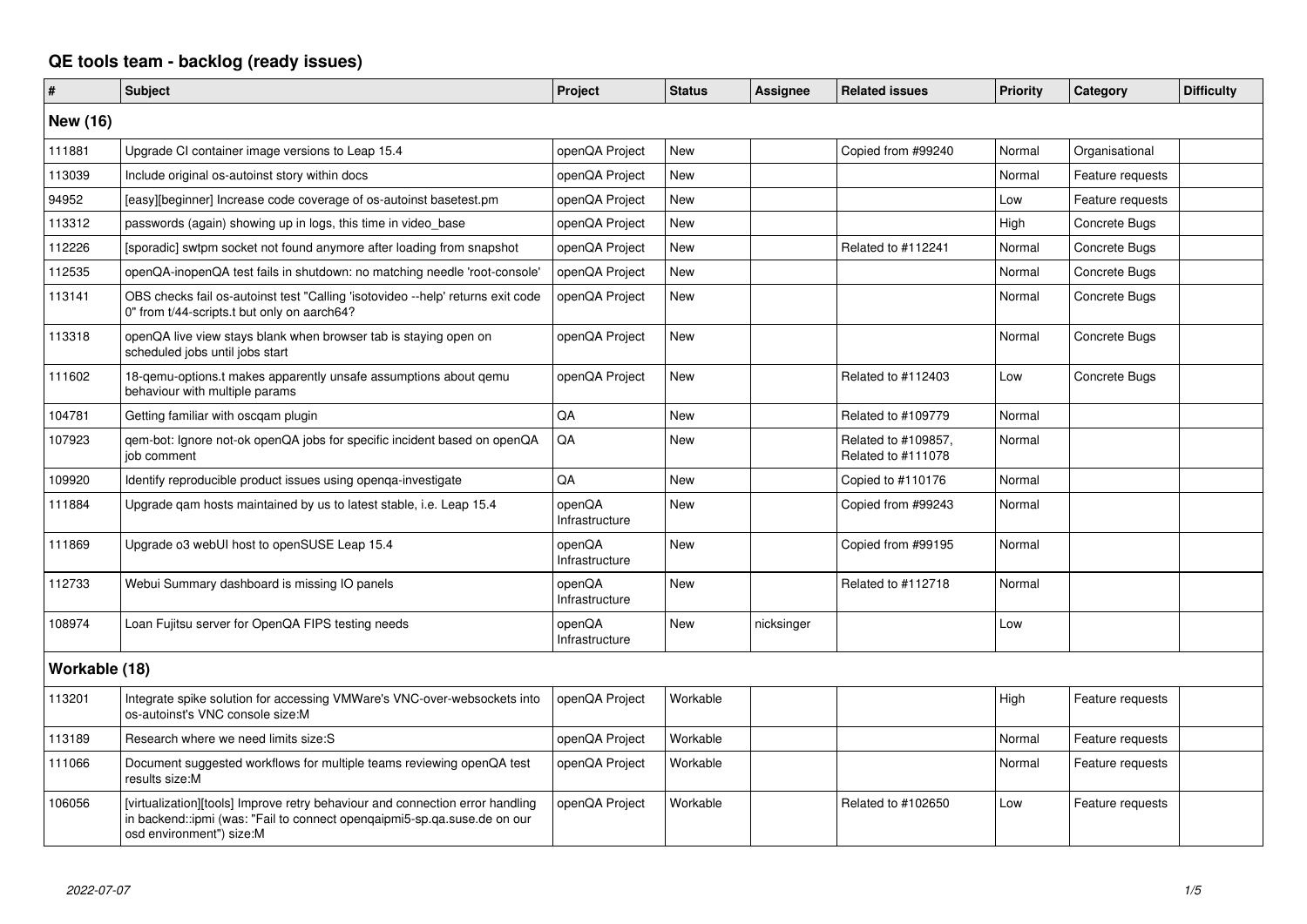# QE tools team - backlog (ready issues)

| # | Subject | Project | Status | Assignee | Related issues | Priority | Category | Difficulty |
|---|---|---|---|---|---|---|---|---|
| **New (16)** | | | | | | | | |
| 111881 | Upgrade CI container image versions to Leap 15.4 | openQA Project | New | | Copied from #99240 | Normal | Organisational | |
| 113039 | Include original os-autoinst story within docs | openQA Project | New | | | Normal | Feature requests | |
| 94952 | [easy][beginner] Increase code coverage of os-autoinst basetest.pm | openQA Project | New | | | Low | Feature requests | |
| 113312 | passwords (again) showing up in logs, this time in video_base | openQA Project | New | | | High | Concrete Bugs | |
| 112226 | [sporadic] swtpm socket not found anymore after loading from snapshot | openQA Project | New | | Related to #112241 | Normal | Concrete Bugs | |
| 112535 | openQA-inopenQA test fails in shutdown: no matching needle 'root-console' | openQA Project | New | | | Normal | Concrete Bugs | |
| 113141 | OBS checks fail os-autoinst test "Calling 'isotovideo --help' returns exit code 0" from t/44-scripts.t but only on aarch64? | openQA Project | New | | | Normal | Concrete Bugs | |
| 113318 | openQA live view stays blank when browser tab is staying open on scheduled jobs until jobs start | openQA Project | New | | | Normal | Concrete Bugs | |
| 111602 | 18-qemu-options.t makes apparently unsafe assumptions about qemu behaviour with multiple params | openQA Project | New | | Related to #112403 | Low | Concrete Bugs | |
| 104781 | Getting familiar with oscqam plugin | QA | New | | Related to #109779 | Normal | | |
| 107923 | qem-bot: Ignore not-ok openQA jobs for specific incident based on openQA job comment | QA | New | | Related to #109857, Related to #111078 | Normal | | |
| 109920 | Identify reproducible product issues using openqa-investigate | QA | New | | Copied to #110176 | Normal | | |
| 111884 | Upgrade qam hosts maintained by us to latest stable, i.e. Leap 15.4 | openQA Infrastructure | New | | Copied from #99243 | Normal | | |
| 111869 | Upgrade o3 webUI host to openSUSE Leap 15.4 | openQA Infrastructure | New | | Copied from #99195 | Normal | | |
| 112733 | Webui Summary dashboard is missing IO panels | openQA Infrastructure | New | | Related to #112718 | Normal | | |
| 108974 | Loan Fujitsu server for OpenQA FIPS testing needs | openQA Infrastructure | New | nicksinger | | Low | | |
| **Workable (18)** | | | | | | | | |
| 113201 | Integrate spike solution for accessing VMWare's VNC-over-websockets into os-autoinst's VNC console size:M | openQA Project | Workable | | | High | Feature requests | |
| 113189 | Research where we need limits size:S | openQA Project | Workable | | | Normal | Feature requests | |
| 111066 | Document suggested workflows for multiple teams reviewing openQA test results size:M | openQA Project | Workable | | | Normal | Feature requests | |
| 106056 | [virtualization][tools] Improve retry behaviour and connection error handling in backend::ipmi (was: "Fail to connect openqaipmi5-sp.qa.suse.de on our osd environment") size:M | openQA Project | Workable | | Related to #102650 | Low | Feature requests | |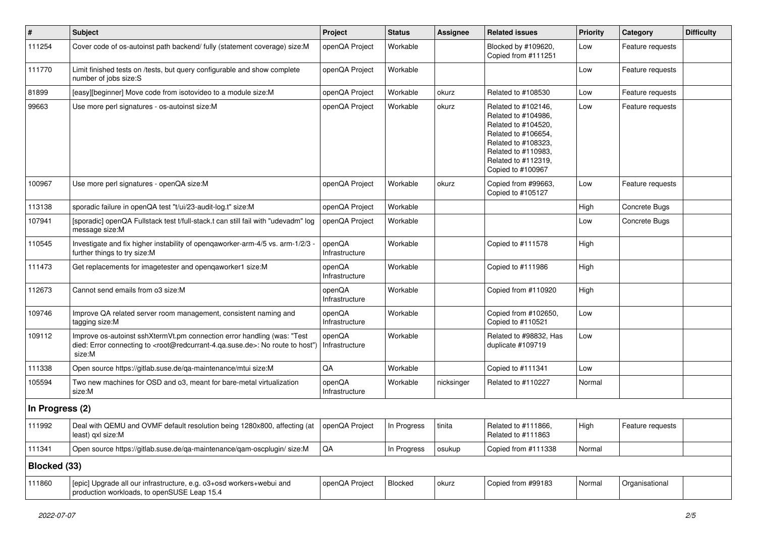| # | Subject | Project | Status | Assignee | Related issues | Priority | Category | Difficulty |
|---|---|---|---|---|---|---|---|---|
| 111254 | Cover code of os-autoinst path backend/ fully (statement coverage) size:M | openQA Project | Workable | | Blocked by #109620, Copied from #111251 | Low | Feature requests | |
| 111770 | Limit finished tests on /tests, but query configurable and show complete number of jobs size:S | openQA Project | Workable | | | Low | Feature requests | |
| 81899 | [easy][beginner] Move code from isotovideo to a module size:M | openQA Project | Workable | okurz | Related to #108530 | Low | Feature requests | |
| 99663 | Use more perl signatures - os-autoinst size:M | openQA Project | Workable | okurz | Related to #102146, Related to #104986, Related to #104520, Related to #106654, Related to #108323, Related to #110983, Related to #112319, Copied to #100967 | Low | Feature requests | |
| 100967 | Use more perl signatures - openQA size:M | openQA Project | Workable | okurz | Copied from #99663, Copied to #105127 | Low | Feature requests | |
| 113138 | sporadic failure in openQA test "t/ui/23-audit-log.t" size:M | openQA Project | Workable | | | High | Concrete Bugs | |
| 107941 | [sporadic] openQA Fullstack test t/full-stack.t can still fail with "udevadm" log message size:M | openQA Project | Workable | | | Low | Concrete Bugs | |
| 110545 | Investigate and fix higher instability of openqaworker-arm-4/5 vs. arm-1/2/3 - further things to try size:M | openQA Infrastructure | Workable | | Copied to #111578 | High | | |
| 111473 | Get replacements for imagetester and openqaworker1 size:M | openQA Infrastructure | Workable | | Copied to #111986 | High | | |
| 112673 | Cannot send emails from o3 size:M | openQA Infrastructure | Workable | | Copied from #110920 | High | | |
| 109746 | Improve QA related server room management, consistent naming and tagging size:M | openQA Infrastructure | Workable | | Copied from #102650, Copied to #110521 | Low | | |
| 109112 | Improve os-autoinst sshXtermVt.pm connection error handling (was: "Test died: Error connecting to <root@redcurrant-4.qa.suse.de>: No route to host") size:M | openQA Infrastructure | Workable | | Related to #98832, Has duplicate #109719 | Low | | |
| 111338 | Open source https://gitlab.suse.de/qa-maintenance/mtui size:M | QA | Workable | | Copied to #111341 | Low | | |
| 105594 | Two new machines for OSD and o3, meant for bare-metal virtualization size:M | openQA Infrastructure | Workable | nicksinger | Related to #110227 | Normal | | |
| **In Progress (2)** | | | | | | | | |
| 111992 | Deal with QEMU and OVMF default resolution being 1280x800, affecting (at least) qxl size:M | openQA Project | In Progress | tinita | Related to #111866, Related to #111863 | High | Feature requests | |
| 111341 | Open source https://gitlab.suse.de/qa-maintenance/qam-oscplugin/ size:M | QA | In Progress | osukup | Copied from #111338 | Normal | | |
| **Blocked (33)** | | | | | | | | |
| 111860 | [epic] Upgrade all our infrastructure, e.g. o3+osd workers+webui and production workloads, to openSUSE Leap 15.4 | openQA Project | Blocked | okurz | Copied from #99183 | Normal | Organisational | |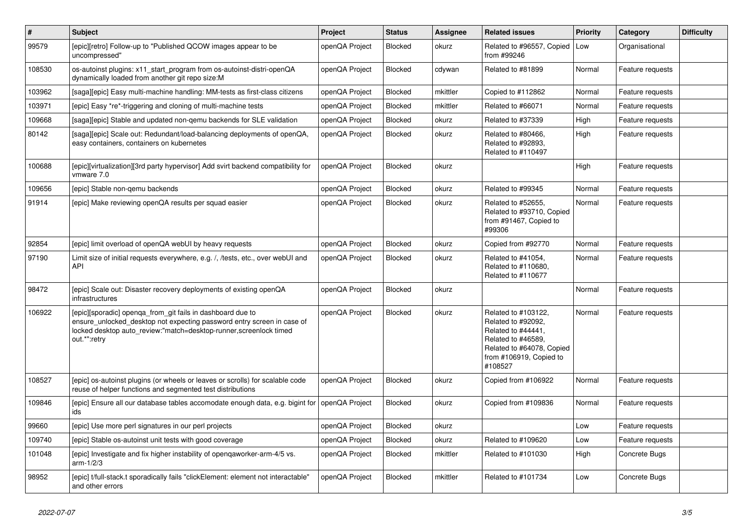| # | Subject | Project | Status | Assignee | Related issues | Priority | Category | Difficulty |
|---|---|---|---|---|---|---|---|---|
| 99579 | [epic][retro] Follow-up to "Published QCOW images appear to be uncompressed" | openQA Project | Blocked | okurz | Related to #96557, Copied from #99246 | Low | Organisational | |
| 108530 | os-autoinst plugins: x11_start_program from os-autoinst-distri-openQA dynamically loaded from another git repo size:M | openQA Project | Blocked | cdywan | Related to #81899 | Normal | Feature requests | |
| 103962 | [saga][epic] Easy multi-machine handling: MM-tests as first-class citizens | openQA Project | Blocked | mkittler | Copied to #112862 | Normal | Feature requests | |
| 103971 | [epic] Easy *re*-triggering and cloning of multi-machine tests | openQA Project | Blocked | mkittler | Related to #66071 | Normal | Feature requests | |
| 109668 | [saga][epic] Stable and updated non-qemu backends for SLE validation | openQA Project | Blocked | okurz | Related to #37339 | High | Feature requests | |
| 80142 | [saga][epic] Scale out: Redundant/load-balancing deployments of openQA, easy containers, containers on kubernetes | openQA Project | Blocked | okurz | Related to #80466, Related to #92893, Related to #110497 | High | Feature requests | |
| 100688 | [epic][virtualization][3rd party hypervisor] Add svirt backend compatibility for vmware 7.0 | openQA Project | Blocked | okurz | | High | Feature requests | |
| 109656 | [epic] Stable non-qemu backends | openQA Project | Blocked | okurz | Related to #99345 | Normal | Feature requests | |
| 91914 | [epic] Make reviewing openQA results per squad easier | openQA Project | Blocked | okurz | Related to #52655, Related to #93710, Copied from #91467, Copied to #99306 | Normal | Feature requests | |
| 92854 | [epic] limit overload of openQA webUI by heavy requests | openQA Project | Blocked | okurz | Copied from #92770 | Normal | Feature requests | |
| 97190 | Limit size of initial requests everywhere, e.g. /, /tests, etc., over webUI and API | openQA Project | Blocked | okurz | Related to #41054, Related to #110680, Related to #110677 | Normal | Feature requests | |
| 98472 | [epic] Scale out: Disaster recovery deployments of existing openQA infrastructures | openQA Project | Blocked | okurz | | Normal | Feature requests | |
| 106922 | [epic][sporadic] openqa_from_git fails in dashboard due to ensure_unlocked_desktop not expecting password entry screen in case of locked desktop auto_review:"match=desktop-runner,screenlock timed out.*":retry | openQA Project | Blocked | okurz | Related to #103122, Related to #92092, Related to #44441, Related to #46589, Related to #64078, Copied from #106919, Copied to #108527 | Normal | Feature requests | |
| 108527 | [epic] os-autoinst plugins (or wheels or leaves or scrolls) for scalable code reuse of helper functions and segmented test distributions | openQA Project | Blocked | okurz | Copied from #106922 | Normal | Feature requests | |
| 109846 | [epic] Ensure all our database tables accomodate enough data, e.g. bigint for ids | openQA Project | Blocked | okurz | Copied from #109836 | Normal | Feature requests | |
| 99660 | [epic] Use more perl signatures in our perl projects | openQA Project | Blocked | okurz | | Low | Feature requests | |
| 109740 | [epic] Stable os-autoinst unit tests with good coverage | openQA Project | Blocked | okurz | Related to #109620 | Low | Feature requests | |
| 101048 | [epic] Investigate and fix higher instability of openqaworker-arm-4/5 vs. arm-1/2/3 | openQA Project | Blocked | mkittler | Related to #101030 | High | Concrete Bugs | |
| 98952 | [epic] t/full-stack.t sporadically fails "clickElement: element not interactable" and other errors | openQA Project | Blocked | mkittler | Related to #101734 | Low | Concrete Bugs | |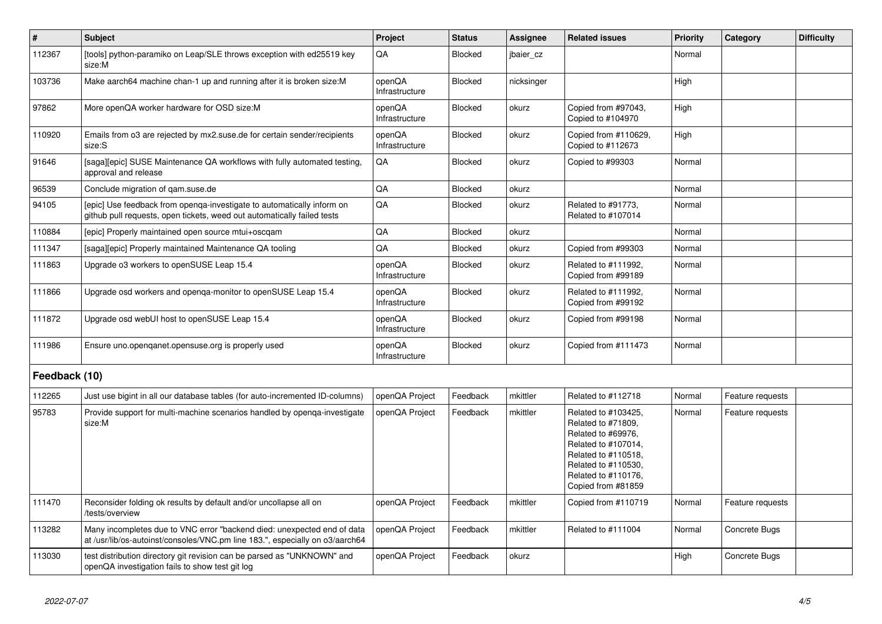| # | Subject | Project | Status | Assignee | Related issues | Priority | Category | Difficulty |
|---|---|---|---|---|---|---|---|---|
| 112367 | [tools] python-paramiko on Leap/SLE throws exception with ed25519 key size:M | QA | Blocked | jbaier_cz | | Normal | | |
| 103736 | Make aarch64 machine chan-1 up and running after it is broken size:M | openQA Infrastructure | Blocked | nicksinger | | High | | |
| 97862 | More openQA worker hardware for OSD size:M | openQA Infrastructure | Blocked | okurz | Copied from #97043, Copied to #104970 | High | | |
| 110920 | Emails from o3 are rejected by mx2.suse.de for certain sender/recipients size:S | openQA Infrastructure | Blocked | okurz | Copied from #110629, Copied to #112673 | High | | |
| 91646 | [saga][epic] SUSE Maintenance QA workflows with fully automated testing, approval and release | QA | Blocked | okurz | Copied to #99303 | Normal | | |
| 96539 | Conclude migration of qam.suse.de | QA | Blocked | okurz | | Normal | | |
| 94105 | [epic] Use feedback from openqa-investigate to automatically inform on github pull requests, open tickets, weed out automatically failed tests | QA | Blocked | okurz | Related to #91773, Related to #107014 | Normal | | |
| 110884 | [epic] Properly maintained open source mtui+oscqam | QA | Blocked | okurz | | Normal | | |
| 111347 | [saga][epic] Properly maintained Maintenance QA tooling | QA | Blocked | okurz | Copied from #99303 | Normal | | |
| 111863 | Upgrade o3 workers to openSUSE Leap 15.4 | openQA Infrastructure | Blocked | okurz | Related to #111992, Copied from #99189 | Normal | | |
| 111866 | Upgrade osd workers and openqa-monitor to openSUSE Leap 15.4 | openQA Infrastructure | Blocked | okurz | Related to #111992, Copied from #99192 | Normal | | |
| 111872 | Upgrade osd webUI host to openSUSE Leap 15.4 | openQA Infrastructure | Blocked | okurz | Copied from #99198 | Normal | | |
| 111986 | Ensure uno.openqanet.opensuse.org is properly used | openQA Infrastructure | Blocked | okurz | Copied from #111473 | Normal | | |
| **Feedback (10)** | | | | | | | | |
| 112265 | Just use bigint in all our database tables (for auto-incremented ID-columns) | openQA Project | Feedback | mkittler | Related to #112718 | Normal | Feature requests | |
| 95783 | Provide support for multi-machine scenarios handled by openqa-investigate size:M | openQA Project | Feedback | mkittler | Related to #103425, Related to #71809, Related to #69976, Related to #107014, Related to #110518, Related to #110530, Related to #110176, Copied from #81859 | Normal | Feature requests | |
| 111470 | Reconsider folding ok results by default and/or uncollapse all on /tests/overview | openQA Project | Feedback | mkittler | Copied from #110719 | Normal | Feature requests | |
| 113282 | Many incompletes due to VNC error "backend died: unexpected end of data at /usr/lib/os-autoinst/consoles/VNC.pm line 183.", especially on o3/aarch64 | openQA Project | Feedback | mkittler | Related to #111004 | Normal | Concrete Bugs | |
| 113030 | test distribution directory git revision can be parsed as "UNKNOWN" and openQA investigation fails to show test git log | openQA Project | Feedback | okurz | | High | Concrete Bugs | |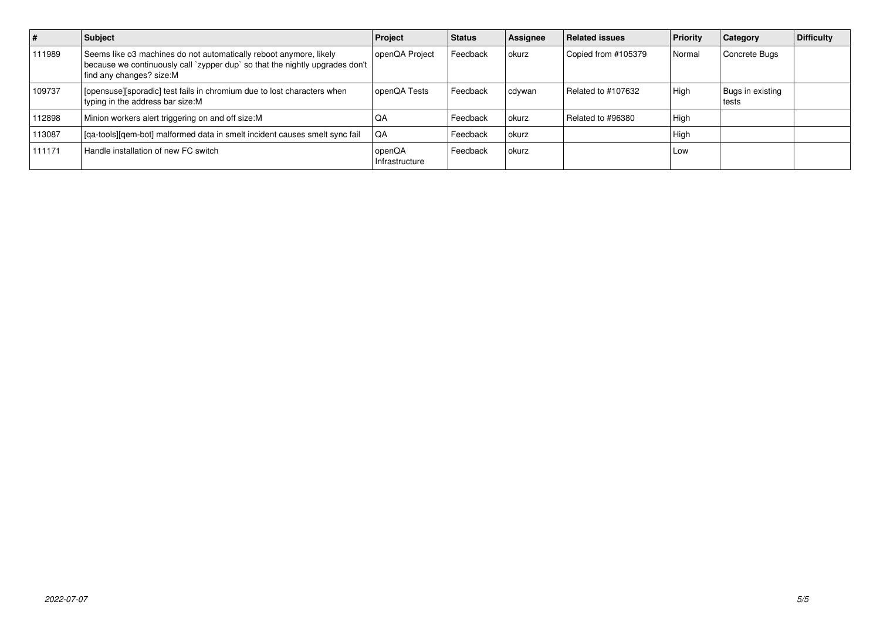| # | Subject | Project | Status | Assignee | Related issues | Priority | Category | Difficulty |
|---|---|---|---|---|---|---|---|---|
| 111989 | Seems like o3 machines do not automatically reboot anymore, likely because we continuously call `zypper dup` so that the nightly upgrades don't find any changes? size:M | openQA Project | Feedback | okurz | Copied from #105379 | Normal | Concrete Bugs | |
| 109737 | [opensuse][sporadic] test fails in chromium due to lost characters when typing in the address bar size:M | openQA Tests | Feedback | cdywan | Related to #107632 | High | Bugs in existing tests | |
| 112898 | Minion workers alert triggering on and off size:M | QA | Feedback | okurz | Related to #96380 | High | | |
| 113087 | [qa-tools][qem-bot] malformed data in smelt incident causes smelt sync fail | QA | Feedback | okurz | | High | | |
| 111171 | Handle installation of new FC switch | openQA Infrastructure | Feedback | okurz | | Low | | |